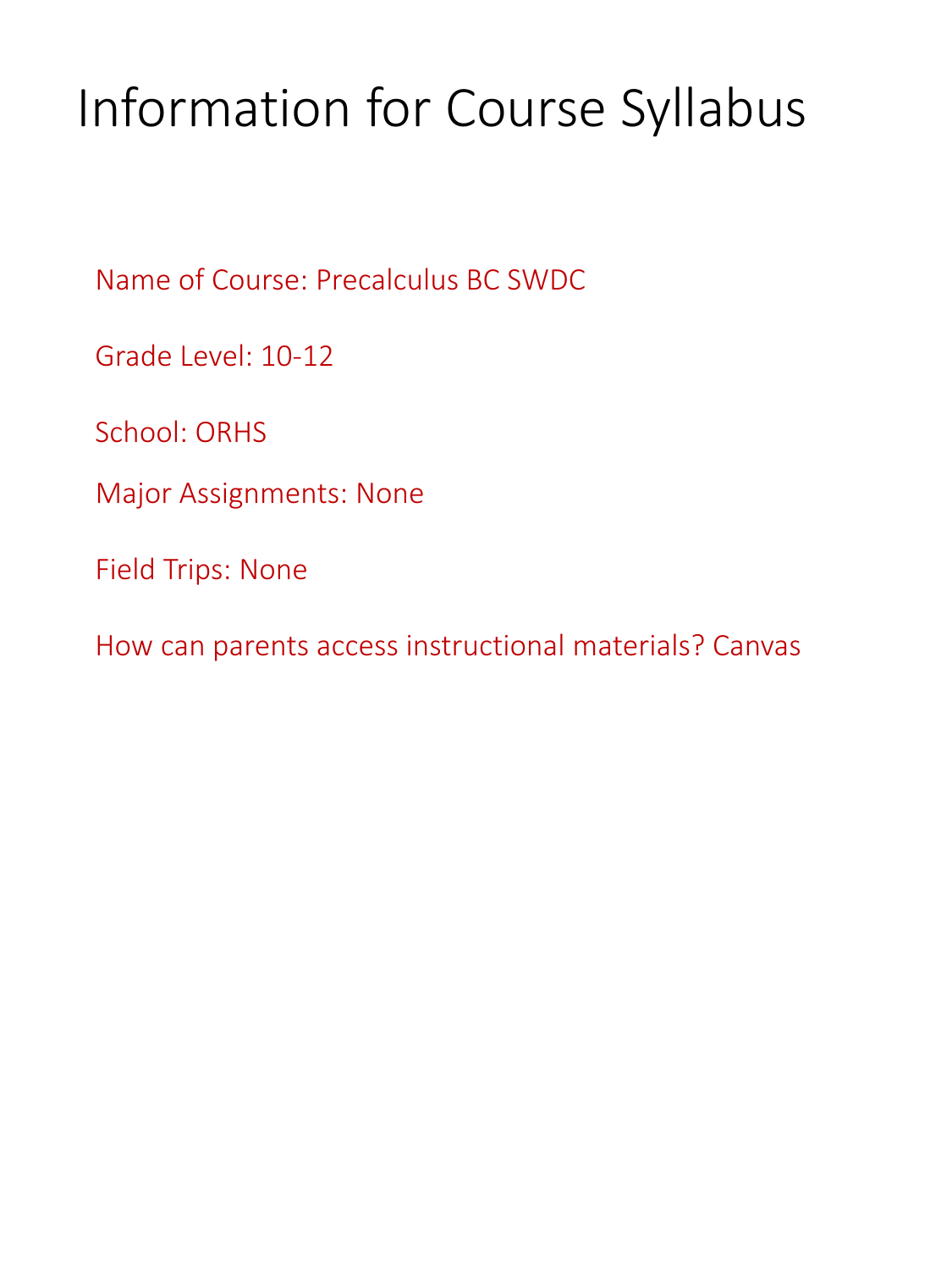# Information for Course Syllabus

Name of Course: Precalculus BC SWDC

Grade Level: 10-12

School: ORHS

Major Assignments: None

Field Trips: None

How can parents access instructional materials? Canvas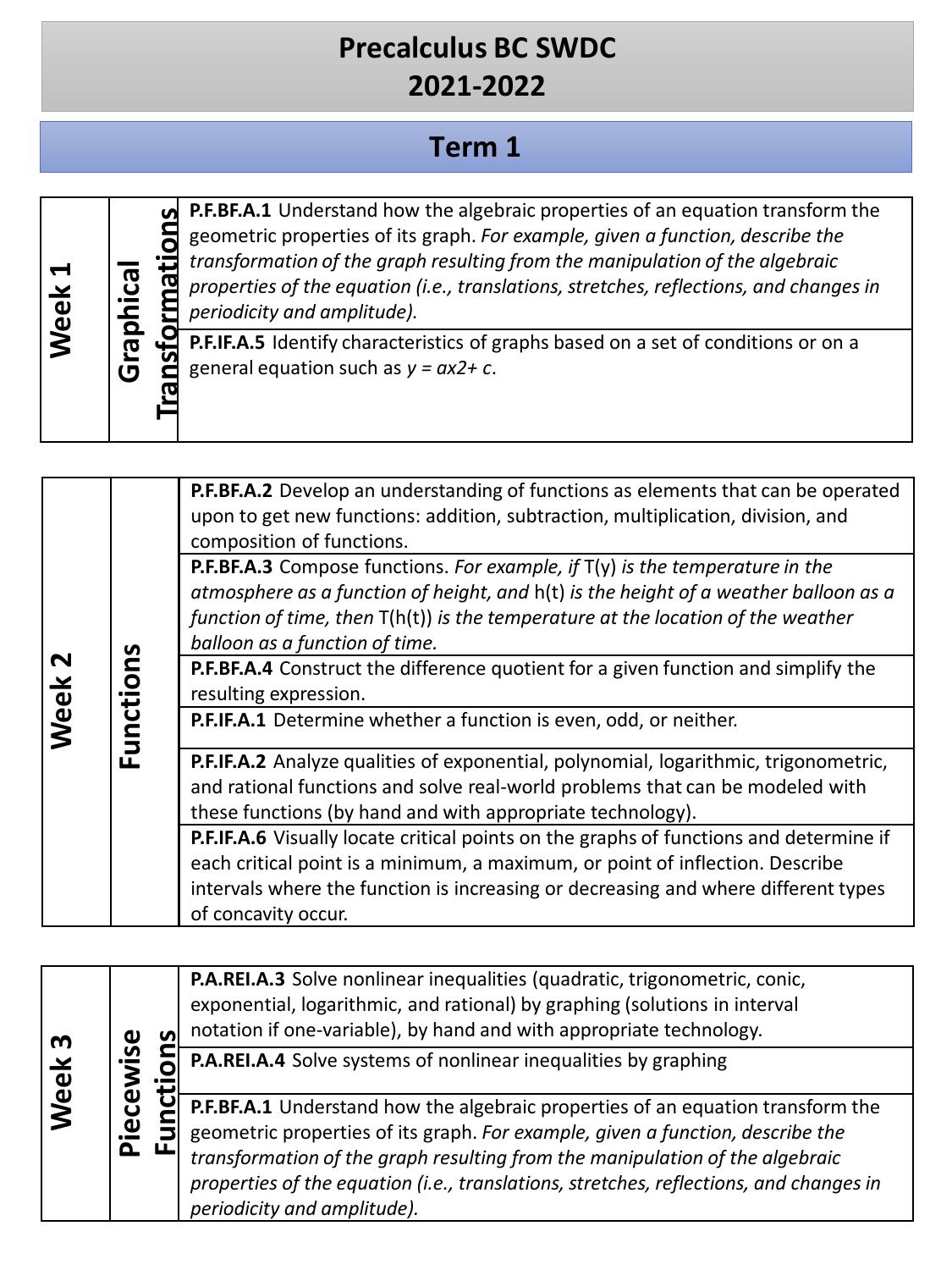# Precalculus BC SWDC
# 2021-2022

## Term 1

| Week | Topic | Standards |
| --- | --- | --- |
| Week 1 | Graphical Transformations | **P.F.BF.A.1** Understand how the algebraic properties of an equation transform the geometric properties of its graph. *For example, given a function, describe the transformation of the graph resulting from the manipulation of the algebraic properties of the equation (i.e., translations, stretches, reflections, and changes in periodicity and amplitude).* |
| | | **P.F.IF.A.5** Identify characteristics of graphs based on a set of conditions or on a general equation such as *y = ax2+ c*. |

| Week | Topic | Standards |
| --- | --- | --- |
| Week 2 | Functions | **P.F.BF.A.2** Develop an understanding of functions as elements that can be operated upon to get new functions: addition, subtraction, multiplication, division, and composition of functions. |
| | | **P.F.BF.A.3** Compose functions. *For example, if* T(y) *is the temperature in the atmosphere as a function of height, and* h(t) *is the height of a weather balloon as a function of time, then* T(h(t)) *is the temperature at the location of the weather balloon as a function of time.* |
| | | **P.F.BF.A.4** Construct the difference quotient for a given function and simplify the resulting expression. |
| | | **P.F.IF.A.1** Determine whether a function is even, odd, or neither. |
| | | **P.F.IF.A.2** Analyze qualities of exponential, polynomial, logarithmic, trigonometric, and rational functions and solve real-world problems that can be modeled with these functions (by hand and with appropriate technology). |
| | | **P.F.IF.A.6** Visually locate critical points on the graphs of functions and determine if each critical point is a minimum, a maximum, or point of inflection. Describe intervals where the function is increasing or decreasing and where different types of concavity occur. |

| Week | Topic | Standards |
| --- | --- | --- |
| Week 3 | Piecewise Functions | **P.A.REI.A.3** Solve nonlinear inequalities (quadratic, trigonometric, conic, exponential, logarithmic, and rational) by graphing (solutions in interval notation if one-variable), by hand and with appropriate technology. |
| | | **P.A.REI.A.4** Solve systems of nonlinear inequalities by graphing |
| | | **P.F.BF.A.1** Understand how the algebraic properties of an equation transform the geometric properties of its graph. *For example, given a function, describe the transformation of the graph resulting from the manipulation of the algebraic properties of the equation (i.e., translations, stretches, reflections, and changes in periodicity and amplitude).* |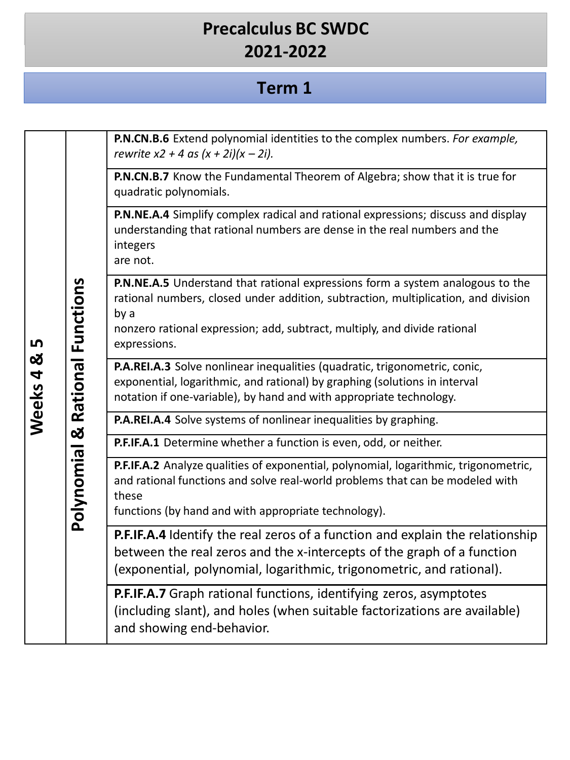# Precalculus BC SWDC
# 2021-2022

## Term 1

| Weeks | Unit | Standards |
|---|---|---|
| **Weeks 4 & 5** | **Polynomial & Rational Functions** | **P.N.CN.B.6** Extend polynomial identities to the complex numbers. *For example, rewrite x2 + 4 as (x + 2i)(x – 2i).* |
| | | **P.N.CN.B.7** Know the Fundamental Theorem of Algebra; show that it is true for quadratic polynomials. |
| | | **P.N.NE.A.4** Simplify complex radical and rational expressions; discuss and display understanding that rational numbers are dense in the real numbers and the integers are not. |
| | | **P.N.NE.A.5** Understand that rational expressions form a system analogous to the rational numbers, closed under addition, subtraction, multiplication, and division by a nonzero rational expression; add, subtract, multiply, and divide rational expressions. |
| | | **P.A.REI.A.3** Solve nonlinear inequalities (quadratic, trigonometric, conic, exponential, logarithmic, and rational) by graphing (solutions in interval notation if one-variable), by hand and with appropriate technology. |
| | | **P.A.REI.A.4** Solve systems of nonlinear inequalities by graphing. |
| | | **P.F.IF.A.1** Determine whether a function is even, odd, or neither. |
| | | **P.F.IF.A.2** Analyze qualities of exponential, polynomial, logarithmic, trigonometric, and rational functions and solve real-world problems that can be modeled with these functions (by hand and with appropriate technology). |
| | | **P.F.IF.A.4** Identify the real zeros of a function and explain the relationship between the real zeros and the x-intercepts of the graph of a function (exponential, polynomial, logarithmic, trigonometric, and rational). |
| | | **P.F.IF.A.7** Graph rational functions, identifying zeros, asymptotes (including slant), and holes (when suitable factorizations are available) and showing end-behavior. |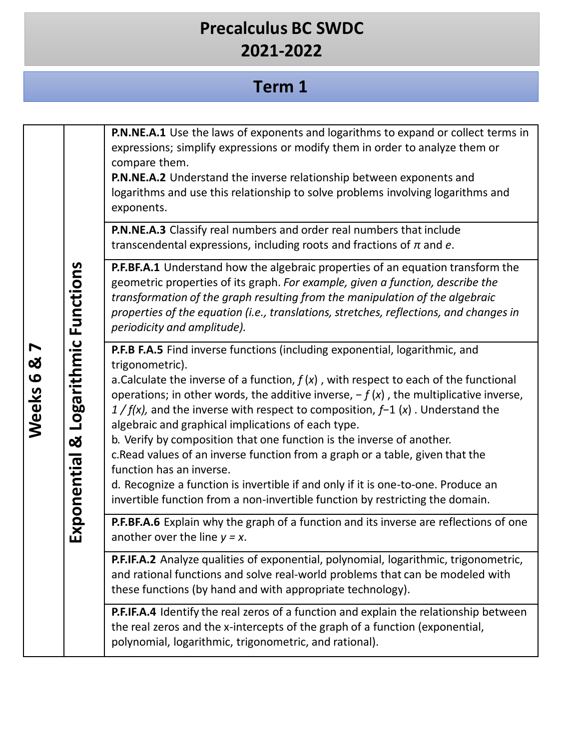# Precalculus BC SWDC
# 2021-2022

## Term 1

| | | |
|---|---|---|
| **Weeks 6 & 7** | **Exponential & Logarithmic Functions** | **P.N.NE.A.1** Use the laws of exponents and logarithms to expand or collect terms in expressions; simplify expressions or modify them in order to analyze them or compare them.<br>**P.N.NE.A.2** Understand the inverse relationship between exponents and logarithms and use this relationship to solve problems involving logarithms and exponents. |
| | | **P.N.NE.A.3** Classify real numbers and order real numbers that include transcendental expressions, including roots and fractions of $\pi$ and $e$. |
| | | **P.F.BF.A.1** Understand how the algebraic properties of an equation transform the geometric properties of its graph. *For example, given a function, describe the transformation of the graph resulting from the manipulation of the algebraic properties of the equation (i.e., translations, stretches, reflections, and changes in periodicity and amplitude).* |
| | | **P.F.B F.A.5** Find inverse functions (including exponential, logarithmic, and trigonometric).<br>a.Calculate the inverse of a function, $f(x)$ , with respect to each of the functional operations; in other words, the additive inverse, $-f(x)$ , the multiplicative inverse, $1/f(x)$, and the inverse with respect to composition, $f{-}1(x)$ . Understand the algebraic and graphical implications of each type.<br>b. Verify by composition that one function is the inverse of another.<br>c.Read values of an inverse function from a graph or a table, given that the function has an inverse.<br>d. Recognize a function is invertible if and only if it is one-to-one. Produce an invertible function from a non-invertible function by restricting the domain. |
| | | **P.F.BF.A.6** Explain why the graph of a function and its inverse are reflections of one another over the line $y = x$. |
| | | **P.F.IF.A.2** Analyze qualities of exponential, polynomial, logarithmic, trigonometric, and rational functions and solve real-world problems that can be modeled with these functions (by hand and with appropriate technology). |
| | | **P.F.IF.A.4** Identify the real zeros of a function and explain the relationship between the real zeros and the x-intercepts of the graph of a function (exponential, polynomial, logarithmic, trigonometric, and rational). |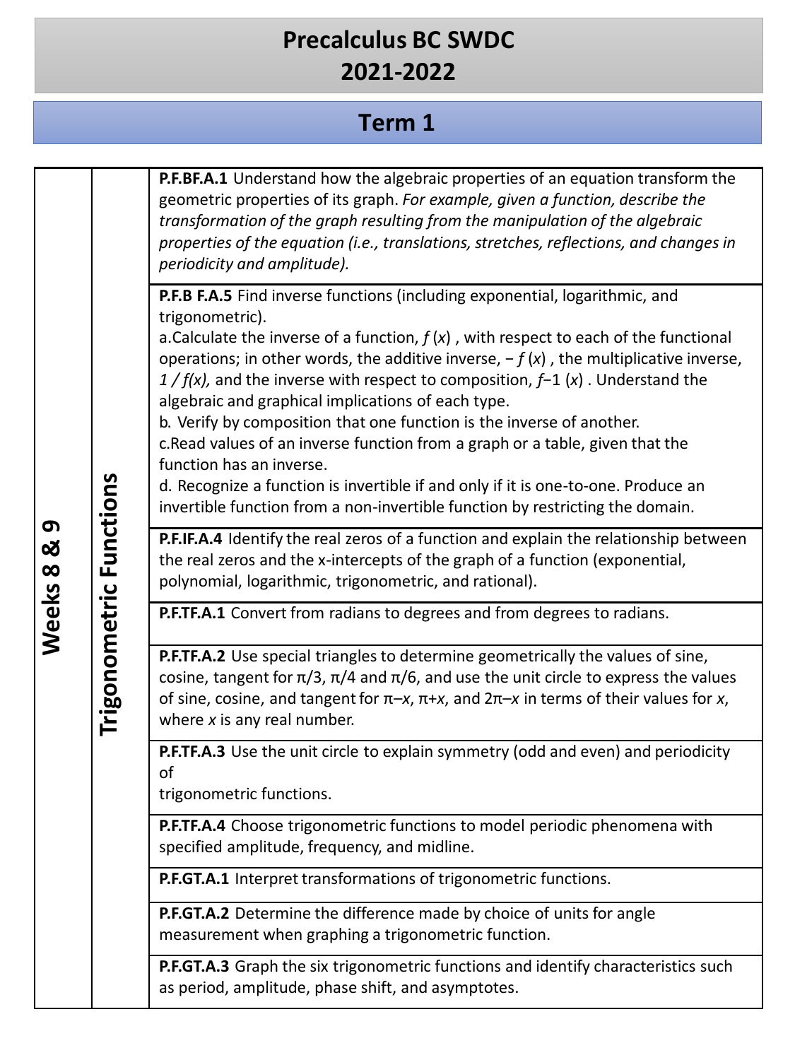# Precalculus BC SWDC
# 2021-2022

## Term 1

| Weeks | Topic | Standards |
|---|---|---|
| **Weeks 8 & 9** | **Trigonometric Functions** | **P.F.BF.A.1** Understand how the algebraic properties of an equation transform the geometric properties of its graph. *For example, given a function, describe the transformation of the graph resulting from the manipulation of the algebraic properties of the equation (i.e., translations, stretches, reflections, and changes in periodicity and amplitude).* |
| | | **P.F.B F.A.5** Find inverse functions (including exponential, logarithmic, and trigonometric).<br>a.Calculate the inverse of a function, $f(x)$ , with respect to each of the functional operations; in other words, the additive inverse, $-f(x)$ , the multiplicative inverse, $1/f(x)$, and the inverse with respect to composition, $f^{-1}(x)$ . Understand the algebraic and graphical implications of each type.<br>b. Verify by composition that one function is the inverse of another.<br>c.Read values of an inverse function from a graph or a table, given that the function has an inverse.<br>d. Recognize a function is invertible if and only if it is one-to-one. Produce an invertible function from a non-invertible function by restricting the domain. |
| | | **P.F.IF.A.4** Identify the real zeros of a function and explain the relationship between the real zeros and the x-intercepts of the graph of a function (exponential, polynomial, logarithmic, trigonometric, and rational). |
| | | **P.F.TF.A.1** Convert from radians to degrees and from degrees to radians. |
| | | **P.F.TF.A.2** Use special triangles to determine geometrically the values of sine, cosine, tangent for $\pi/3$, $\pi/4$ and $\pi/6$, and use the unit circle to express the values of sine, cosine, and tangent for $\pi-x$, $\pi+x$, and $2\pi-x$ in terms of their values for $x$, where $x$ is any real number. |
| | | **P.F.TF.A.3** Use the unit circle to explain symmetry (odd and even) and periodicity of trigonometric functions. |
| | | **P.F.TF.A.4** Choose trigonometric functions to model periodic phenomena with specified amplitude, frequency, and midline. |
| | | **P.F.GT.A.1** Interpret transformations of trigonometric functions. |
| | | **P.F.GT.A.2** Determine the difference made by choice of units for angle measurement when graphing a trigonometric function. |
| | | **P.F.GT.A.3** Graph the six trigonometric functions and identify characteristics such as period, amplitude, phase shift, and asymptotes. |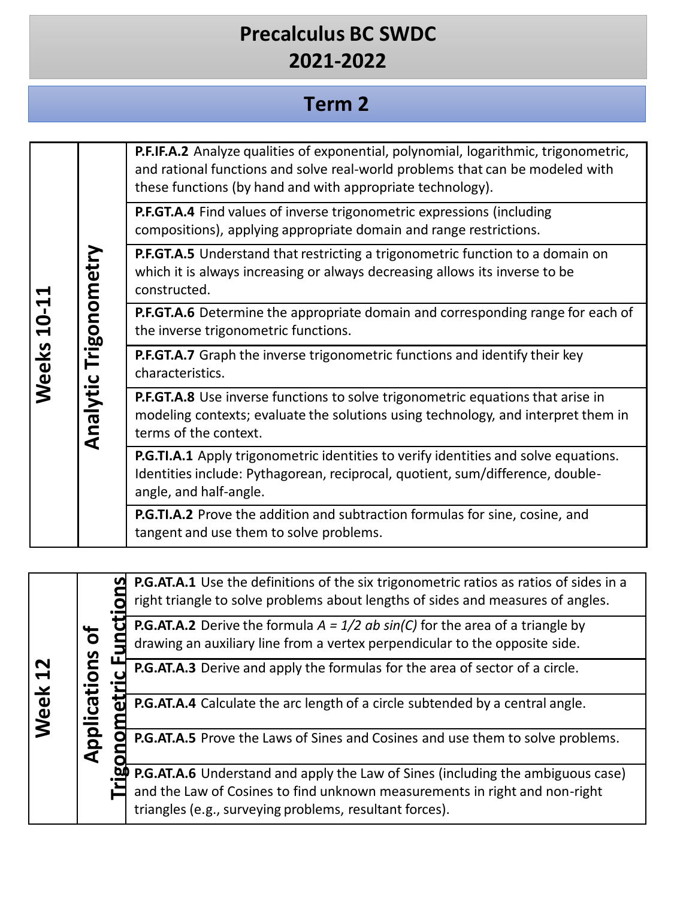# Precalculus BC SWDC
# 2021-2022

## Term 2

| Weeks | Unit | Standards |
|---|---|---|
| **Weeks 10-11** | **Analytic Trigonometry** | **P.F.IF.A.2** Analyze qualities of exponential, polynomial, logarithmic, trigonometric, and rational functions and solve real-world problems that can be modeled with these functions (by hand and with appropriate technology). |
| | | **P.F.GT.A.4** Find values of inverse trigonometric expressions (including compositions), applying appropriate domain and range restrictions. |
| | | **P.F.GT.A.5** Understand that restricting a trigonometric function to a domain on which it is always increasing or always decreasing allows its inverse to be constructed. |
| | | **P.F.GT.A.6** Determine the appropriate domain and corresponding range for each of the inverse trigonometric functions. |
| | | **P.F.GT.A.7** Graph the inverse trigonometric functions and identify their key characteristics. |
| | | **P.F.GT.A.8** Use inverse functions to solve trigonometric equations that arise in modeling contexts; evaluate the solutions using technology, and interpret them in terms of the context. |
| | | **P.G.TI.A.1** Apply trigonometric identities to verify identities and solve equations. Identities include: Pythagorean, reciprocal, quotient, sum/difference, double-angle, and half-angle. |
| | | **P.G.TI.A.2** Prove the addition and subtraction formulas for sine, cosine, and tangent and use them to solve problems. |

| Weeks | Unit | Standards |
|---|---|---|
| **Week 12** | **Applications of Trigonometric Functions** | **P.G.AT.A.1** Use the definitions of the six trigonometric ratios as ratios of sides in a right triangle to solve problems about lengths of sides and measures of angles. |
| | | **P.G.AT.A.2** Derive the formula $A = 1/2\ ab \sin(C)$ for the area of a triangle by drawing an auxiliary line from a vertex perpendicular to the opposite side. |
| | | **P.G.AT.A.3** Derive and apply the formulas for the area of sector of a circle. |
| | | **P.G.AT.A.4** Calculate the arc length of a circle subtended by a central angle. |
| | | **P.G.AT.A.5** Prove the Laws of Sines and Cosines and use them to solve problems. |
| | | **P.G.AT.A.6** Understand and apply the Law of Sines (including the ambiguous case) and the Law of Cosines to find unknown measurements in right and non-right triangles (e.g., surveying problems, resultant forces). |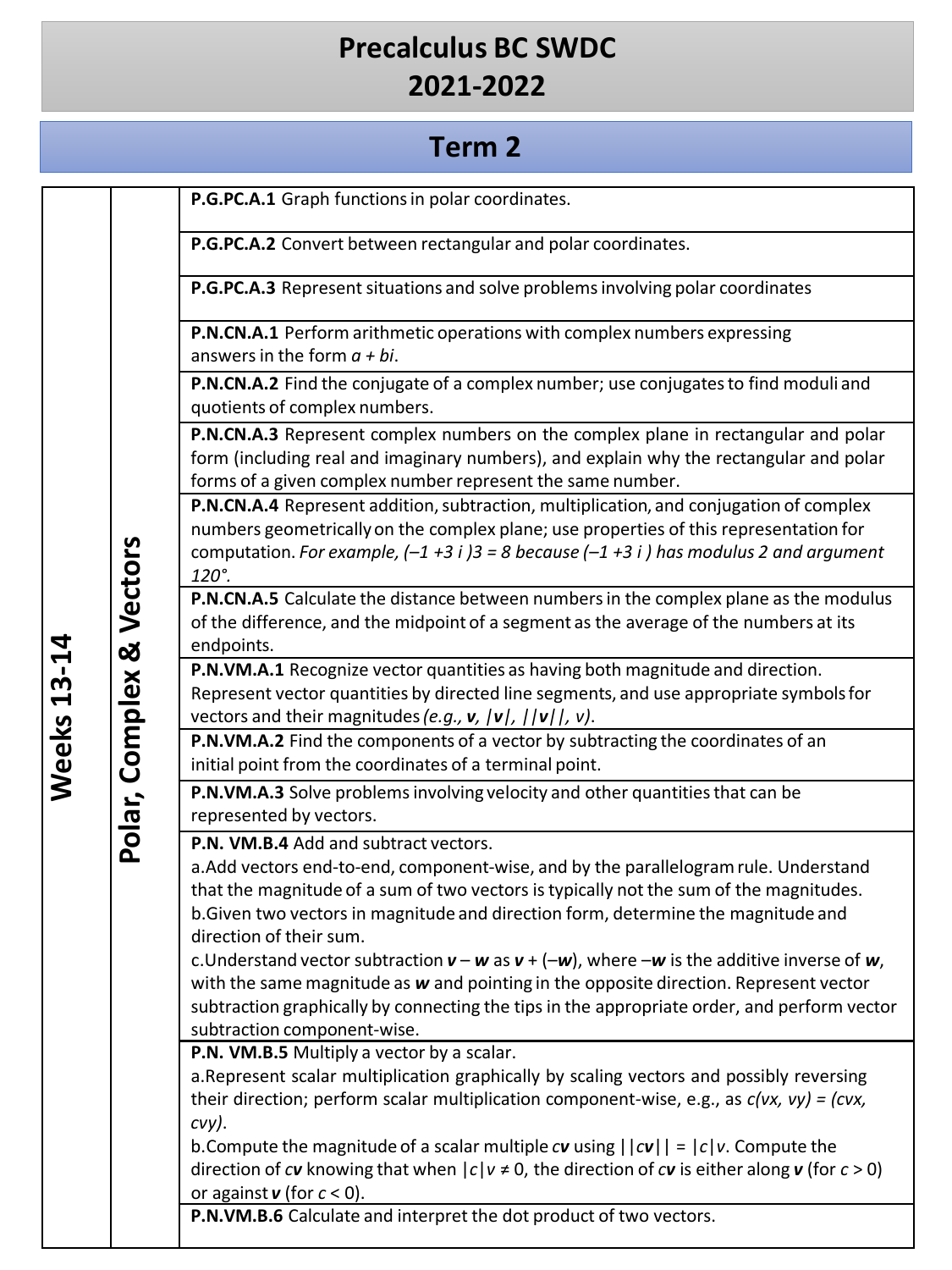# Precalculus BC SWDC
# 2021-2022

## Term 2

| Weeks | Unit | Standard |
|---|---|---|
| **Weeks 13-14** | **Polar, Complex & Vectors** | **P.G.PC.A.1** Graph functions in polar coordinates. |
| | | **P.G.PC.A.2** Convert between rectangular and polar coordinates. |
| | | **P.G.PC.A.3** Represent situations and solve problems involving polar coordinates |
| | | **P.N.CN.A.1** Perform arithmetic operations with complex numbers expressing answers in the form $a + bi$. |
| | | **P.N.CN.A.2** Find the conjugate of a complex number; use conjugates to find moduli and quotients of complex numbers. |
| | | **P.N.CN.A.3** Represent complex numbers on the complex plane in rectangular and polar form (including real and imaginary numbers), and explain why the rectangular and polar forms of a given complex number represent the same number. |
| | | **P.N.CN.A.4** Represent addition, subtraction, multiplication, and conjugation of complex numbers geometrically on the complex plane; use properties of this representation for computation. *For example, (–1 +3 i )3 = 8 because (–1 +3 i ) has modulus 2 and argument 120°.* |
| | | **P.N.CN.A.5** Calculate the distance between numbers in the complex plane as the modulus of the difference, and the midpoint of a segment as the average of the numbers at its endpoints. |
| | | **P.N.VM.A.1** Recognize vector quantities as having both magnitude and direction. Represent vector quantities by directed line segments, and use appropriate symbols for vectors and their magnitudes *(e.g., **v**, \|**v**\|, \|\|**v**\|\|, v)*. |
| | | **P.N.VM.A.2** Find the components of a vector by subtracting the coordinates of an initial point from the coordinates of a terminal point. |
| | | **P.N.VM.A.3** Solve problems involving velocity and other quantities that can be represented by vectors. |
| | | **P.N. VM.B.4** Add and subtract vectors.<br>a.Add vectors end-to-end, component-wise, and by the parallelogram rule. Understand that the magnitude of a sum of two vectors is typically not the sum of the magnitudes.<br>b.Given two vectors in magnitude and direction form, determine the magnitude and direction of their sum.<br>c.Understand vector subtraction ***v*** – ***w*** as ***v*** + (–***w***), where –***w*** is the additive inverse of ***w***, with the same magnitude as ***w*** and pointing in the opposite direction. Represent vector subtraction graphically by connecting the tips in the appropriate order, and perform vector subtraction component-wise. |
| | | **P.N. VM.B.5** Multiply a vector by a scalar.<br>a.Represent scalar multiplication graphically by scaling vectors and possibly reversing their direction; perform scalar multiplication component-wise, e.g., as *c(vx, vy) = (cvx, cvy)*.<br>b.Compute the magnitude of a scalar multiple *c**v*** using \|\|*c**v***\|\| = \|*c*\|*v*. Compute the direction of *c**v*** knowing that when \|*c*\|*v* ≠ 0, the direction of *c**v*** is either along ***v*** (for *c* > 0) or against ***v*** (for *c* < 0). |
| | | **P.N.VM.B.6** Calculate and interpret the dot product of two vectors. |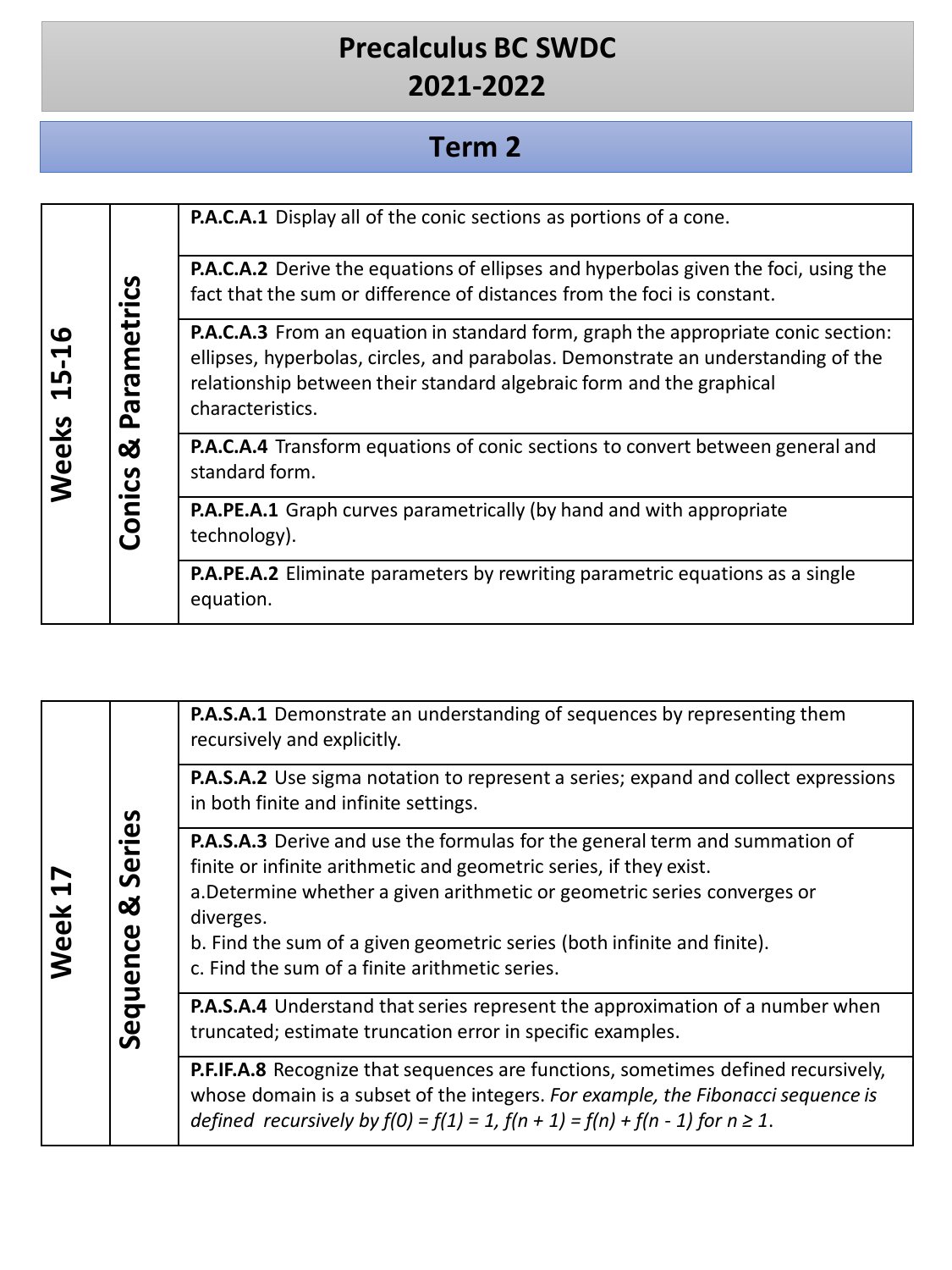# Precalculus BC SWDC
# 2021-2022

## Term 2

| Weeks 15-16 | Conics & Parametrics | **P.A.C.A.1** Display all of the conic sections as portions of a cone. |
|---|---|---|
| | | **P.A.C.A.2** Derive the equations of ellipses and hyperbolas given the foci, using the fact that the sum or difference of distances from the foci is constant. |
| | | **P.A.C.A.3** From an equation in standard form, graph the appropriate conic section: ellipses, hyperbolas, circles, and parabolas. Demonstrate an understanding of the relationship between their standard algebraic form and the graphical characteristics. |
| | | **P.A.C.A.4** Transform equations of conic sections to convert between general and standard form. |
| | | **P.A.PE.A.1** Graph curves parametrically (by hand and with appropriate technology). |
| | | **P.A.PE.A.2** Eliminate parameters by rewriting parametric equations as a single equation. |

| Week 17 | Sequence & Series | **P.A.S.A.1** Demonstrate an understanding of sequences by representing them recursively and explicitly. |
|---|---|---|
| | | **P.A.S.A.2** Use sigma notation to represent a series; expand and collect expressions in both finite and infinite settings. |
| | | **P.A.S.A.3** Derive and use the formulas for the general term and summation of finite or infinite arithmetic and geometric series, if they exist. a. Determine whether a given arithmetic or geometric series converges or diverges. b. Find the sum of a given geometric series (both infinite and finite). c. Find the sum of a finite arithmetic series. |
| | | **P.A.S.A.4** Understand that series represent the approximation of a number when truncated; estimate truncation error in specific examples. |
| | | **P.F.IF.A.8** Recognize that sequences are functions, sometimes defined recursively, whose domain is a subset of the integers. *For example, the Fibonacci sequence is defined recursively by $f(0) = f(1) = 1$, $f(n + 1) = f(n) + f(n - 1)$ for $n \geq 1$.* |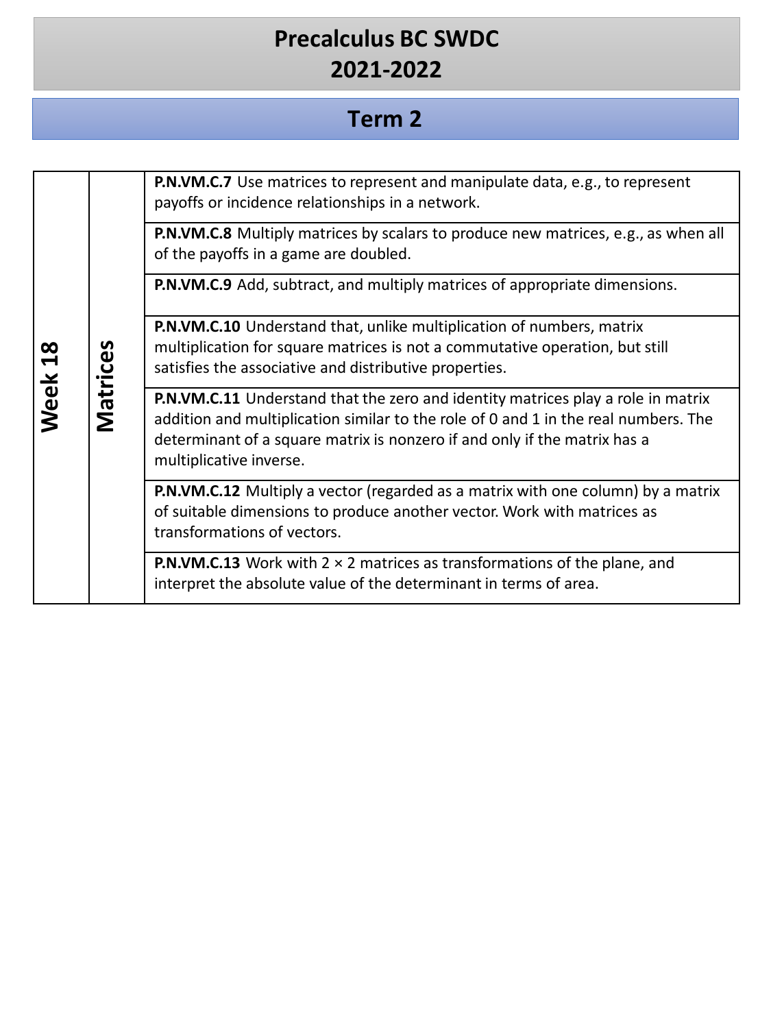# Precalculus BC SWDC
# 2021-2022

## Term 2

| | | |
|---|---|---|
| Week 18 | Matrices | **P.N.VM.C.7** Use matrices to represent and manipulate data, e.g., to represent payoffs or incidence relationships in a network. |
| | | **P.N.VM.C.8** Multiply matrices by scalars to produce new matrices, e.g., as when all of the payoffs in a game are doubled. |
| | | **P.N.VM.C.9** Add, subtract, and multiply matrices of appropriate dimensions. |
| | | **P.N.VM.C.10** Understand that, unlike multiplication of numbers, matrix multiplication for square matrices is not a commutative operation, but still satisfies the associative and distributive properties. |
| | | **P.N.VM.C.11** Understand that the zero and identity matrices play a role in matrix addition and multiplication similar to the role of 0 and 1 in the real numbers. The determinant of a square matrix is nonzero if and only if the matrix has a multiplicative inverse. |
| | | **P.N.VM.C.12** Multiply a vector (regarded as a matrix with one column) by a matrix of suitable dimensions to produce another vector. Work with matrices as transformations of vectors. |
| | | **P.N.VM.C.13** Work with $2 \times 2$ matrices as transformations of the plane, and interpret the absolute value of the determinant in terms of area. |